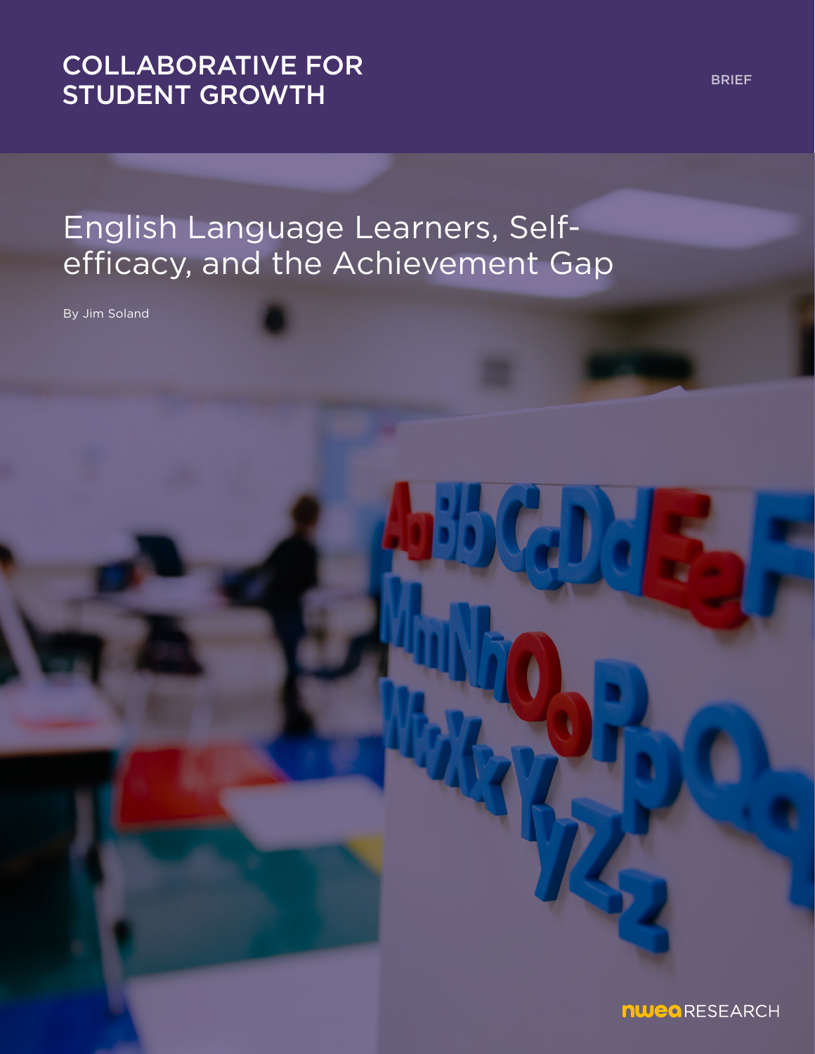COLLABORATIVE FOR STUDENT GROWTH

BRIEF

# English Language Learners, Self-efficacy, and the Achievement Gap

By Jim Soland

NWEA RESEARCH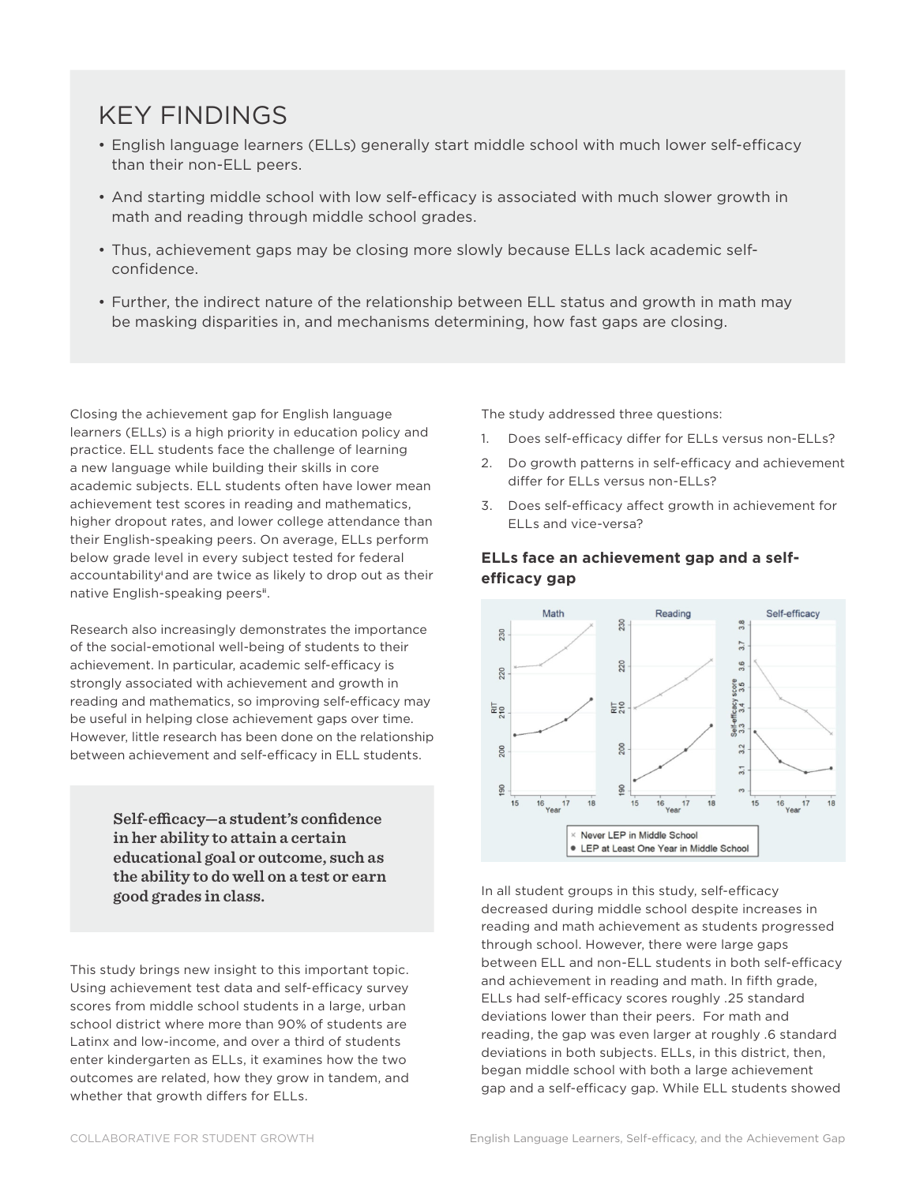## KEY FINDINGS

- English language learners (ELLs) generally start middle school with much lower self-efficacy than their non-ELL peers.
- And starting middle school with low self-efficacy is associated with much slower growth in math and reading through middle school grades.
- Thus, achievement gaps may be closing more slowly because ELLs lack academic self-confidence.
- Further, the indirect nature of the relationship between ELL status and growth in math may be masking disparities in, and mechanisms determining, how fast gaps are closing.

Closing the achievement gap for English language learners (ELLs) is a high priority in education policy and practice. ELL students face the challenge of learning a new language while building their skills in core academic subjects. ELL students often have lower mean achievement test scores in reading and mathematics, higher dropout rates, and lower college attendance than their English-speaking peers. On average, ELLs perform below grade level in every subject tested for federal accountability[i] and are twice as likely to drop out as their native English-speaking peers[ii].

Research also increasingly demonstrates the importance of the social-emotional well-being of students to their achievement. In particular, academic self-efficacy is strongly associated with achievement and growth in reading and mathematics, so improving self-efficacy may be useful in helping close achievement gaps over time. However, little research has been done on the relationship between achievement and self-efficacy in ELL students.

> **Self-efficacy—a student's confidence in her ability to attain a certain educational goal or outcome, such as the ability to do well on a test or earn good grades in class.**

This study brings new insight to this important topic. Using achievement test data and self-efficacy survey scores from middle school students in a large, urban school district where more than 90% of students are Latinx and low-income, and over a third of students enter kindergarten as ELLs, it examines how the two outcomes are related, how they grow in tandem, and whether that growth differs for ELLs.

The study addressed three questions:

1. Does self-efficacy differ for ELLs versus non-ELLs?
2. Do growth patterns in self-efficacy and achievement differ for ELLs versus non-ELLs?
3. Does self-efficacy affect growth in achievement for ELLs and vice-versa?

### ELLs face an achievement gap and a self-efficacy gap

In all student groups in this study, self-efficacy decreased during middle school despite increases in reading and math achievement as students progressed through school. However, there were large gaps between ELL and non-ELL students in both self-efficacy and achievement in reading and math. In fifth grade, ELLs had self-efficacy scores roughly .25 standard deviations lower than their peers. For math and reading, the gap was even larger at roughly .6 standard deviations in both subjects. ELLs, in this district, then, began middle school with both a large achievement gap and a self-efficacy gap. While ELL students showed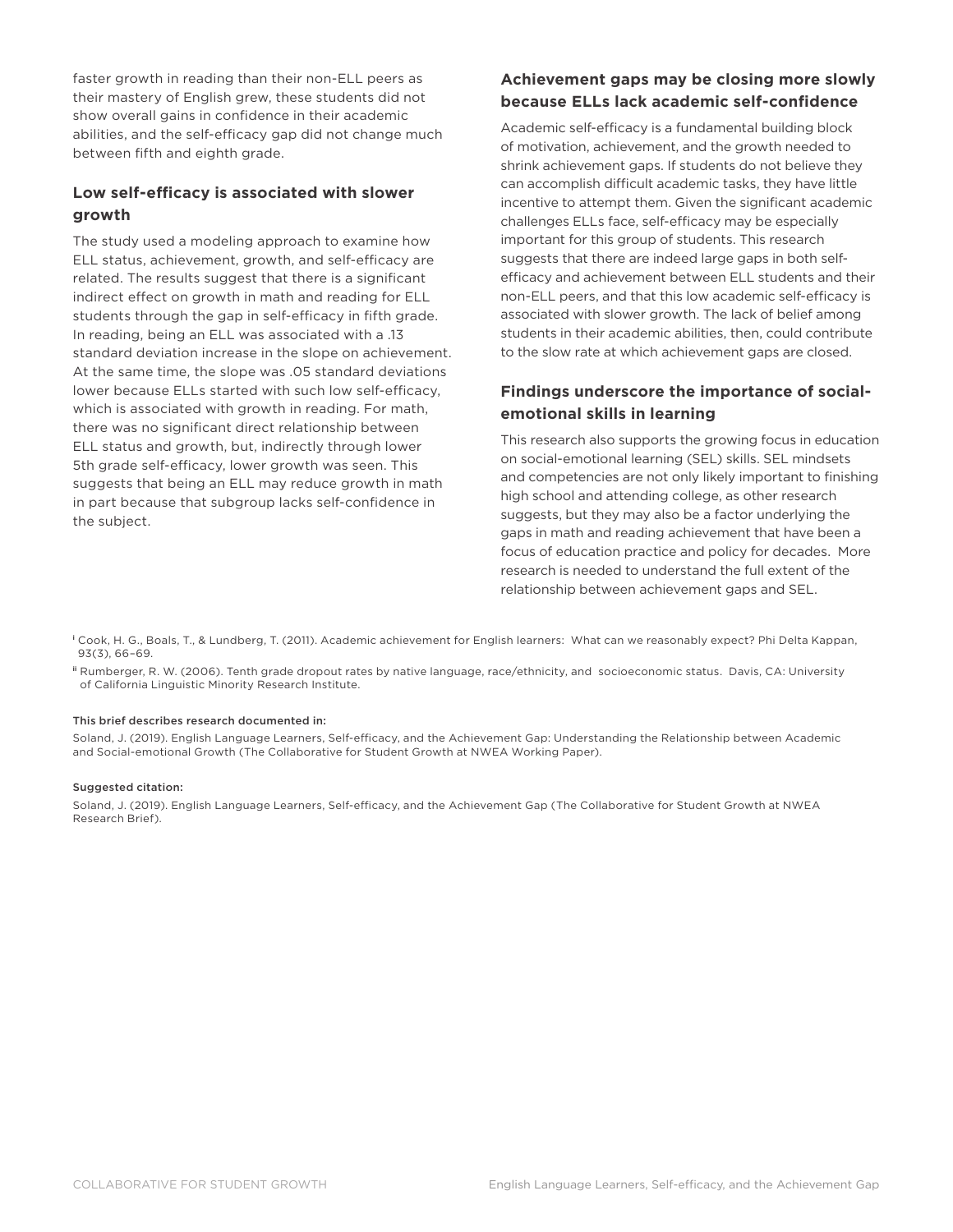faster growth in reading than their non-ELL peers as their mastery of English grew, these students did not show overall gains in confidence in their academic abilities, and the self-efficacy gap did not change much between fifth and eighth grade.

### Low self-efficacy is associated with slower growth

The study used a modeling approach to examine how ELL status, achievement, growth, and self-efficacy are related. The results suggest that there is a significant indirect effect on growth in math and reading for ELL students through the gap in self-efficacy in fifth grade. In reading, being an ELL was associated with a .13 standard deviation increase in the slope on achievement. At the same time, the slope was .05 standard deviations lower because ELLs started with such low self-efficacy, which is associated with growth in reading. For math, there was no significant direct relationship between ELL status and growth, but, indirectly through lower 5th grade self-efficacy, lower growth was seen. This suggests that being an ELL may reduce growth in math in part because that subgroup lacks self-confidence in the subject.

### Achievement gaps may be closing more slowly because ELLs lack academic self-confidence

Academic self-efficacy is a fundamental building block of motivation, achievement, and the growth needed to shrink achievement gaps. If students do not believe they can accomplish difficult academic tasks, they have little incentive to attempt them. Given the significant academic challenges ELLs face, self-efficacy may be especially important for this group of students. This research suggests that there are indeed large gaps in both self-efficacy and achievement between ELL students and their non-ELL peers, and that this low academic self-efficacy is associated with slower growth. The lack of belief among students in their academic abilities, then, could contribute to the slow rate at which achievement gaps are closed.

### Findings underscore the importance of social-emotional skills in learning

This research also supports the growing focus in education on social-emotional learning (SEL) skills. SEL mindsets and competencies are not only likely important to finishing high school and attending college, as other research suggests, but they may also be a factor underlying the gaps in math and reading achievement that have been a focus of education practice and policy for decades. More research is needed to understand the full extent of the relationship between achievement gaps and SEL.

[i] Cook, H. G., Boals, T., & Lundberg, T. (2011). Academic achievement for English learners: What can we reasonably expect? Phi Delta Kappan, 93(3), 66–69.

[ii] Rumberger, R. W. (2006). Tenth grade dropout rates by native language, race/ethnicity, and socioeconomic status. Davis, CA: University of California Linguistic Minority Research Institute.

This brief describes research documented in:

Soland, J. (2019). English Language Learners, Self-efficacy, and the Achievement Gap: Understanding the Relationship between Academic and Social-emotional Growth (The Collaborative for Student Growth at NWEA Working Paper).

Suggested citation:

Soland, J. (2019). English Language Learners, Self-efficacy, and the Achievement Gap (The Collaborative for Student Growth at NWEA Research Brief).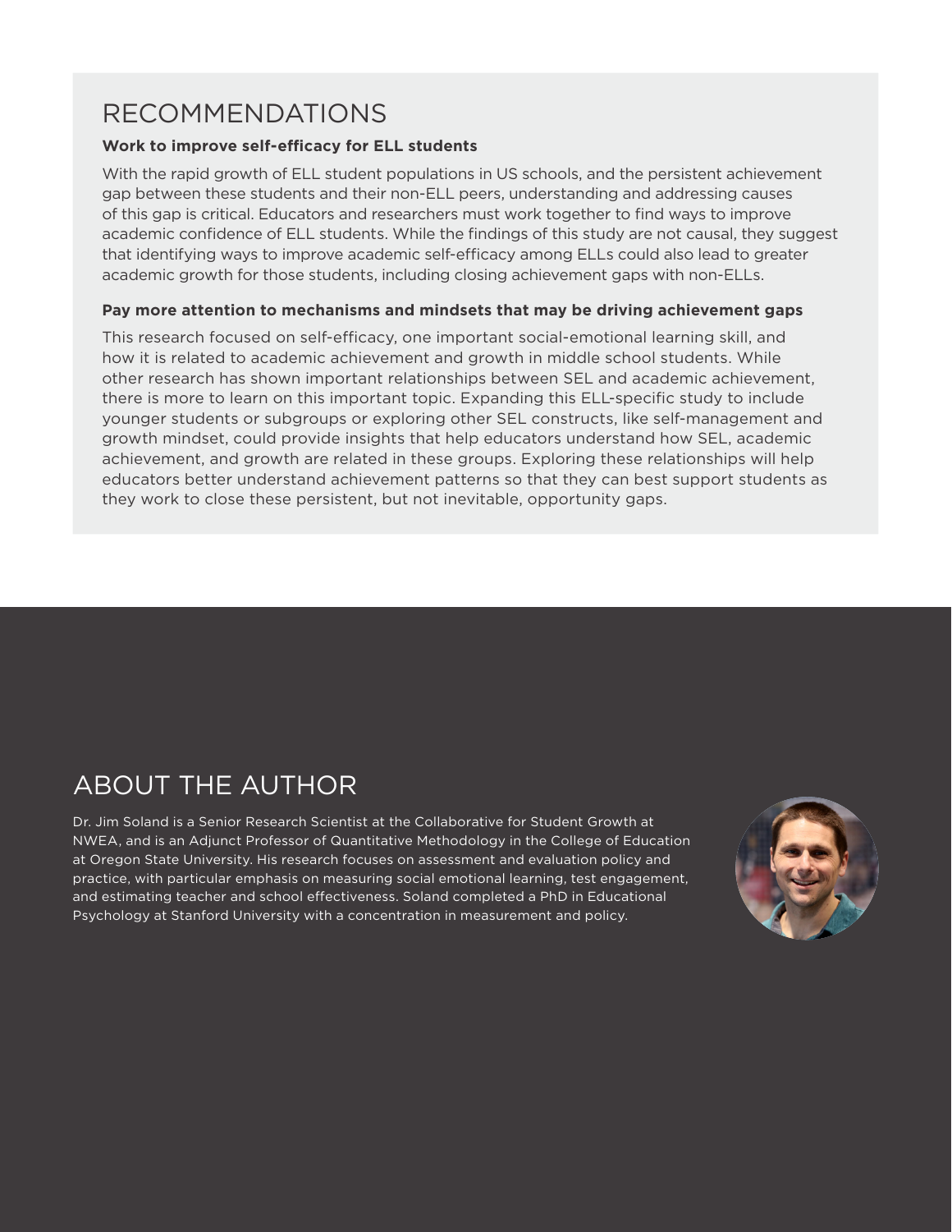## RECOMMENDATIONS

**Work to improve self-efficacy for ELL students**

With the rapid growth of ELL student populations in US schools, and the persistent achievement gap between these students and their non-ELL peers, understanding and addressing causes of this gap is critical. Educators and researchers must work together to find ways to improve academic confidence of ELL students. While the findings of this study are not causal, they suggest that identifying ways to improve academic self-efficacy among ELLs could also lead to greater academic growth for those students, including closing achievement gaps with non-ELLs.

**Pay more attention to mechanisms and mindsets that may be driving achievement gaps**

This research focused on self-efficacy, one important social-emotional learning skill, and how it is related to academic achievement and growth in middle school students. While other research has shown important relationships between SEL and academic achievement, there is more to learn on this important topic. Expanding this ELL-specific study to include younger students or subgroups or exploring other SEL constructs, like self-management and growth mindset, could provide insights that help educators understand how SEL, academic achievement, and growth are related in these groups. Exploring these relationships will help educators better understand achievement patterns so that they can best support students as they work to close these persistent, but not inevitable, opportunity gaps.

## ABOUT THE AUTHOR

Dr. Jim Soland is a Senior Research Scientist at the Collaborative for Student Growth at NWEA, and is an Adjunct Professor of Quantitative Methodology in the College of Education at Oregon State University. His research focuses on assessment and evaluation policy and practice, with particular emphasis on measuring social emotional learning, test engagement, and estimating teacher and school effectiveness. Soland completed a PhD in Educational Psychology at Stanford University with a concentration in measurement and policy.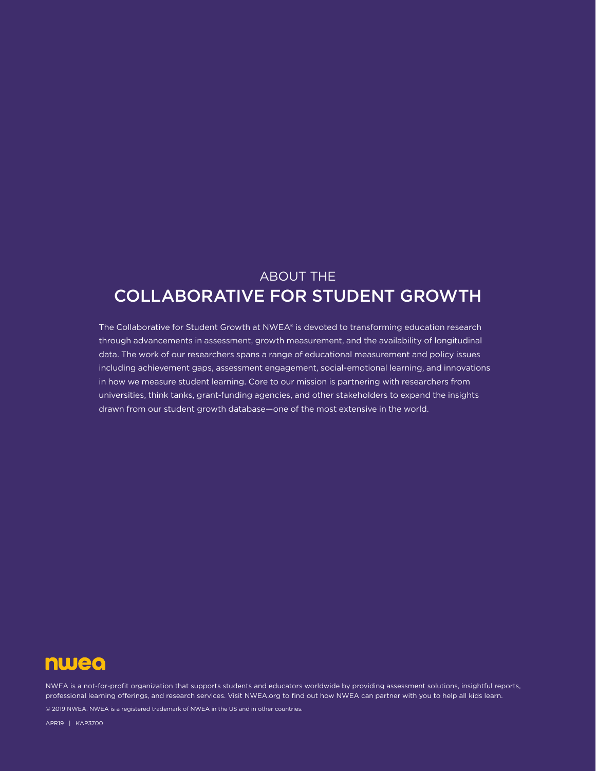## ABOUT THE
# COLLABORATIVE FOR STUDENT GROWTH

The Collaborative for Student Growth at NWEA® is devoted to transforming education research through advancements in assessment, growth measurement, and the availability of longitudinal data. The work of our researchers spans a range of educational measurement and policy issues including achievement gaps, assessment engagement, social-emotional learning, and innovations in how we measure student learning. Core to our mission is partnering with researchers from universities, think tanks, grant-funding agencies, and other stakeholders to expand the insights drawn from our student growth database—one of the most extensive in the world.

nwea

NWEA is a not-for-profit organization that supports students and educators worldwide by providing assessment solutions, insightful reports, professional learning offerings, and research services. Visit NWEA.org to find out how NWEA can partner with you to help all kids learn.

© 2019 NWEA. NWEA is a registered trademark of NWEA in the US and in other countries.

APR19 | KAP3700